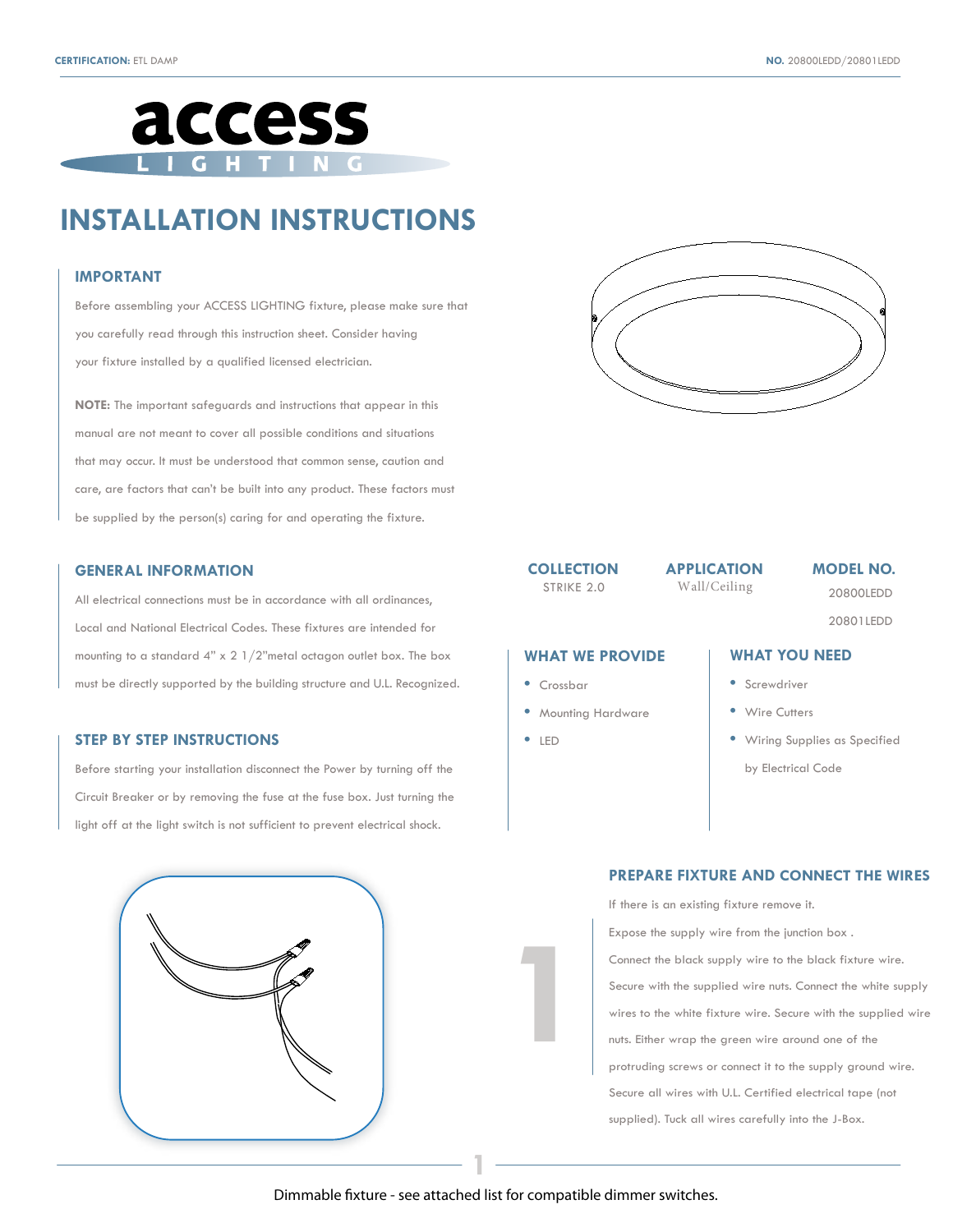**CERTIFICATION:** ETL DAMP

**NO.** 20800LEDD/20801LEDD

# INSTALLATION INSTRUCTIONS

## IMPORTANT

Before assembling your ACCESS LIGHTING fixture, please make sure that you carefully read through this instruction sheet. Consider having your fixture installed by a qualified licensed electrician.

**NOTE:** The important safeguards and instructions that appear in this manual are not meant to cover all possible conditions and situations that may occur. It must be understood that common sense, caution and care, are factors that can't be built into any product. These factors must be supplied by the person(s) caring for and operating the fixture.

## GENERAL INFORMATION

All electrical connections must be in accordance with all ordinances, Local and National Electrical Codes. These fixtures are intended for mounting to a standard 4" x 2 1/2"metal octagon outlet box. The box must be directly supported by the building structure and U.L. Recognized.

## STEP BY STEP INSTRUCTIONS

Before starting your installation disconnect the Power by turning off the Circuit Breaker or by removing the fuse at the fuse box. Just turning the light off at the light switch is not sufficient to prevent electrical shock.

| COLLECTION | APPLICATION | MODEL NO. |
|---|---|---|
| STRIKE 2.0 | Wall/Ceiling | 20800LEDD |
| | | 20801LEDD |

## WHAT WE PROVIDE

- Crossbar
- Mounting Hardware
- LED

## WHAT YOU NEED

- Screwdriver
- Wire Cutters
- Wiring Supplies as Specified by Electrical Code

## 1 PREPARE FIXTURE AND CONNECT THE WIRES

If there is an existing fixture remove it.

Expose the supply wire from the junction box .

Connect the black supply wire to the black fixture wire. Secure with the supplied wire nuts. Connect the white supply wires to the white fixture wire. Secure with the supplied wire nuts. Either wrap the green wire around one of the protruding screws or connect it to the supply ground wire. Secure all wires with U.L. Certified electrical tape (not supplied). Tuck all wires carefully into the J-Box.

Dimmable fixture - see attached list for compatible dimmer switches.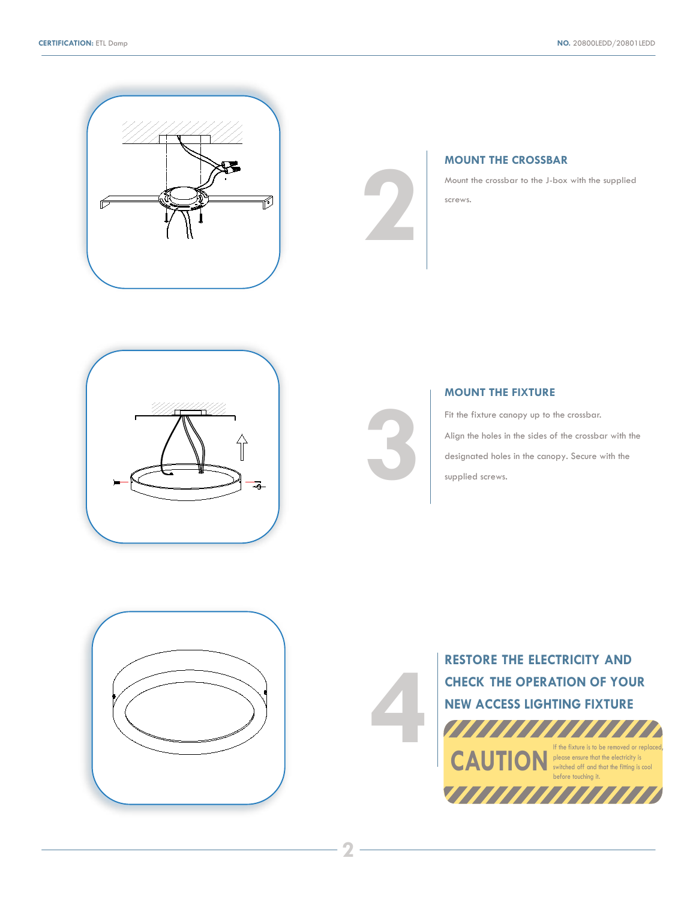## 2 MOUNT THE CROSSBAR

Mount the crossbar to the J-box with the supplied screws.

## 3 MOUNT THE FIXTURE

Fit the fixture canopy up to the crossbar.

Align the holes in the sides of the crossbar with the designated holes in the canopy. Secure with the supplied screws.

## 4 RESTORE THE ELECTRICITY AND CHECK THE OPERATION OF YOUR NEW ACCESS LIGHTING FIXTURE

**CAUTION** If the fixture is to be removed or replaced, please ensure that the electricity is switched off and that the fitting is cool before touching it.